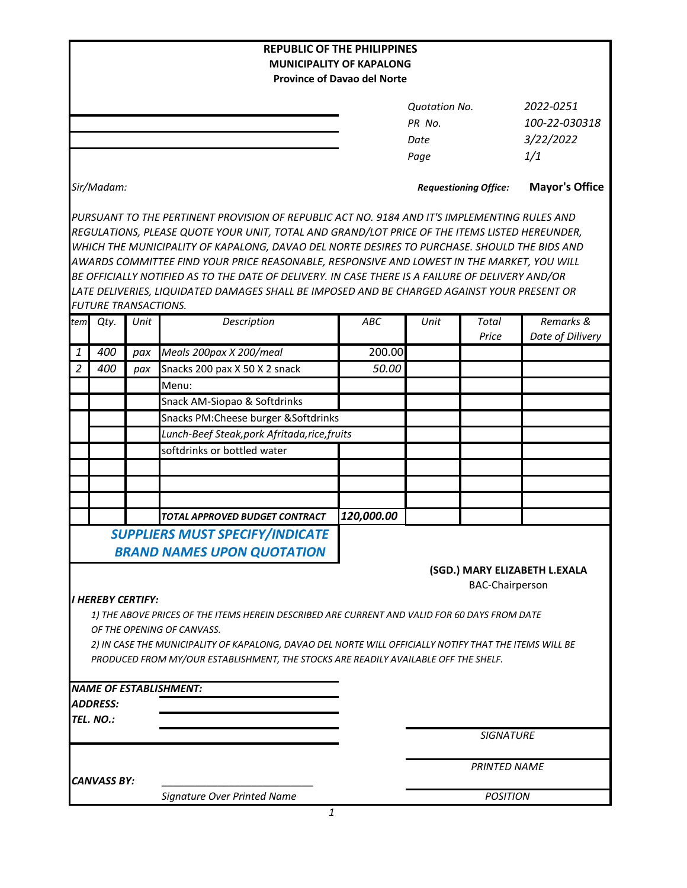**REPUBLIC OF THE PHILIPPINES**
**MUNICIPALITY OF KAPALONG**
**Province of Davao del Norte**

| | |
|---|---|
| *Quotation No.* | *2022-0251* |
| *PR No.* | *100-22-030318* |
| *Date* | *3/22/2022* |
| *Page* | *1/1* |

*Sir/Madam:*

***Requestioning Office:*** **Mayor's Office**

*PURSUANT TO THE PERTINENT PROVISION OF REPUBLIC ACT NO. 9184 AND IT'S IMPLEMENTING RULES AND REGULATIONS, PLEASE QUOTE YOUR UNIT, TOTAL AND GRAND/LOT PRICE OF THE ITEMS LISTED HEREUNDER, WHICH THE MUNICIPALITY OF KAPALONG, DAVAO DEL NORTE DESIRES TO PURCHASE. SHOULD THE BIDS AND AWARDS COMMITTEE FIND YOUR PRICE REASONABLE, RESPONSIVE AND LOWEST IN THE MARKET, YOU WILL BE OFFICIALLY NOTIFIED AS TO THE DATE OF DELIVERY. IN CASE THERE IS A FAILURE OF DELIVERY AND/OR LATE DELIVERIES, LIQUIDATED DAMAGES SHALL BE IMPOSED AND BE CHARGED AGAINST YOUR PRESENT OR FUTURE TRANSACTIONS.*

| *tem* | *Qty.* | *Unit* | *Description* | *ABC* | *Unit* | *Total Price* | *Remarks & Date of Dilivery* |
|---|---|---|---|---|---|---|---|
| *1* | *400* | *pax* | *Meals 200pax X 200/meal* | 200.00 | | | |
| *2* | *400* | *pax* | Snacks 200 pax X 50 X 2 snack | *50.00* | | | |
| | | | Menu: | | | | |
| | | | Snack AM-Siopao & Softdrinks | | | | |
| | | | Snacks PM:Cheese burger &Softdrinks | | | | |
| | | | *Lunch-Beef Steak,pork Afritada,rice,fruits* | | | | |
| | | | softdrinks or bottled water | | | | |
| | | | | | | | |
| | | | | | | | |
| | | | | | | | |
| | | | ***TOTAL APPROVED BUDGET CONTRACT*** | ***120,000.00*** | | | |

***SUPPLIERS MUST SPECIFY/INDICATE BRAND NAMES UPON QUOTATION***

**(SGD.) MARY ELIZABETH L.EXALA**
BAC-Chairperson

***I HEREBY CERTIFY:***

*1) THE ABOVE PRICES OF THE ITEMS HEREIN DESCRIBED ARE CURRENT AND VALID FOR 60 DAYS FROM DATE OF THE OPENING OF CANVASS.*

*2) IN CASE THE MUNICIPALITY OF KAPALONG, DAVAO DEL NORTE WILL OFFICIALLY NOTIFY THAT THE ITEMS WILL BE PRODUCED FROM MY/OUR ESTABLISHMENT, THE STOCKS ARE READILY AVAILABLE OFF THE SHELF.*

***NAME OF ESTABLISHMENT:*** ____________________

***ADDRESS:*** ____________________

***TEL. NO.:*** ____________________

____________________
*SIGNATURE*

____________________
*PRINTED NAME*

____________________
*POSITION*

***CANVASS BY:*** ____________________
*Signature Over Printed Name*